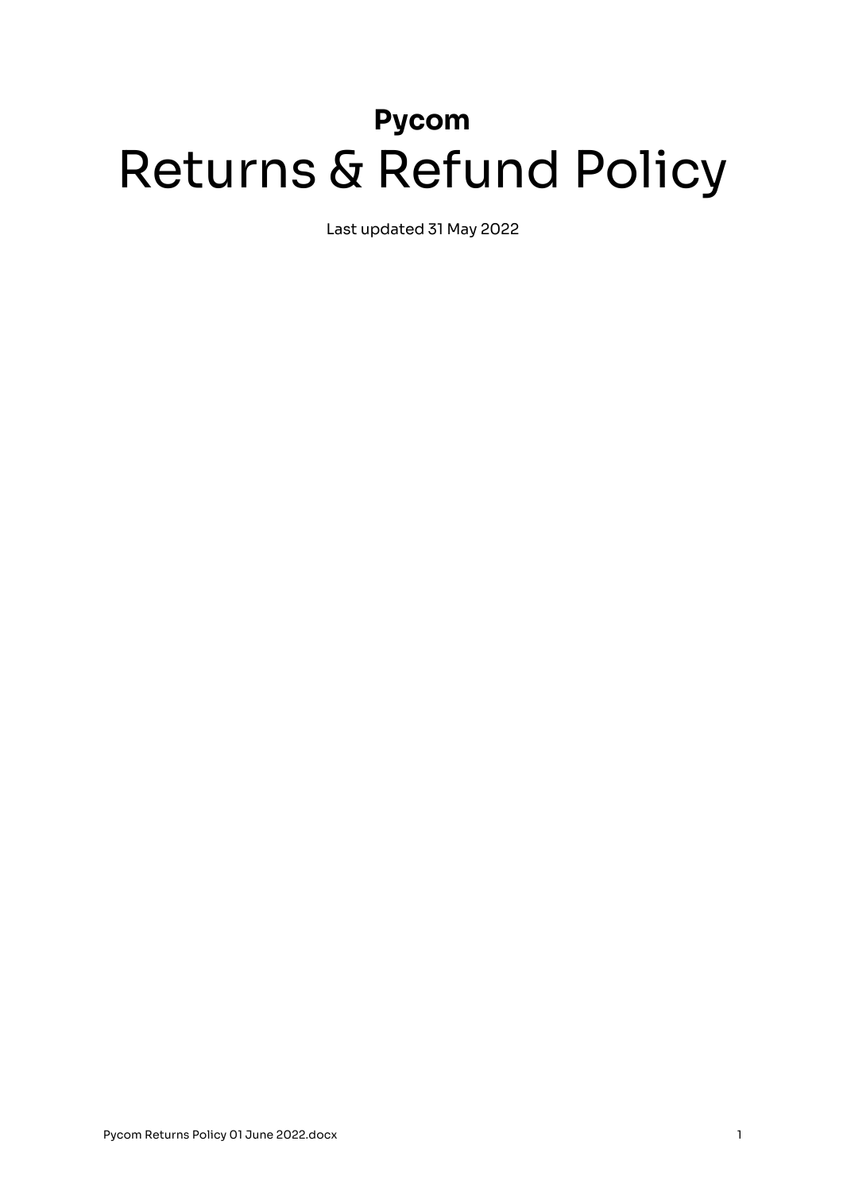**Pycom**

# Returns & Refund Policy

Last updated 31 May 2022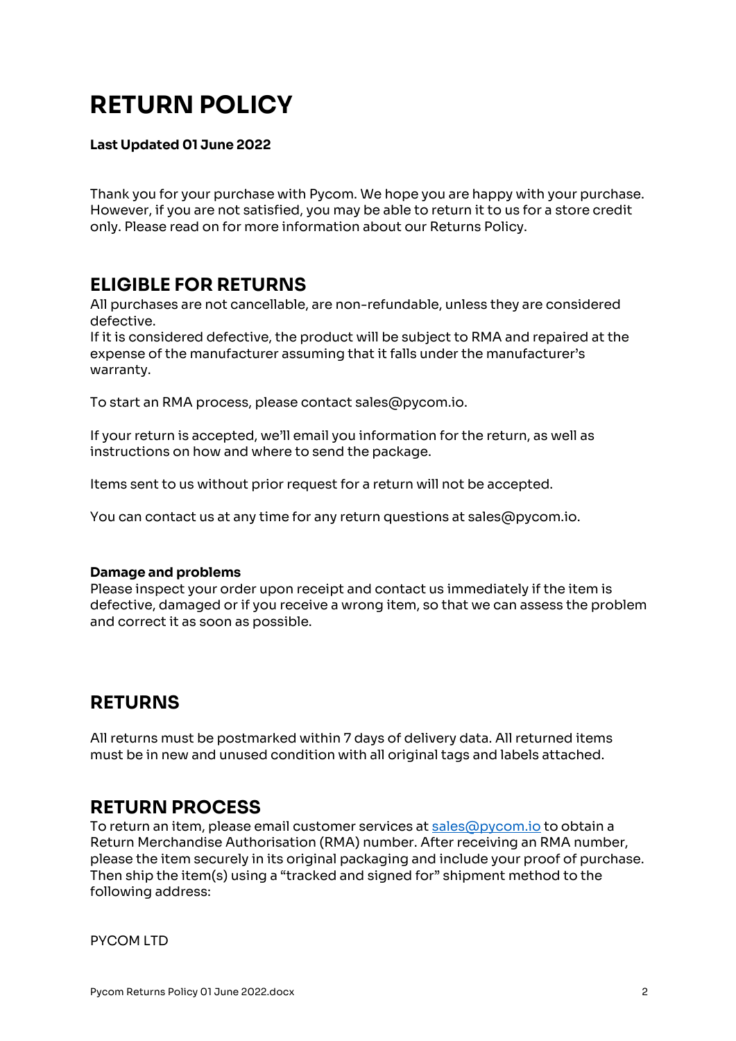# RETURN POLICY

**Last Updated 01 June 2022**

Thank you for your purchase with Pycom. We hope you are happy with your purchase. However, if you are not satisfied, you may be able to return it to us for a store credit only. Please read on for more information about our Returns Policy.

## ELIGIBLE FOR RETURNS

All purchases are not cancellable, are non-refundable, unless they are considered defective.
If it is considered defective, the product will be subject to RMA and repaired at the expense of the manufacturer assuming that it falls under the manufacturer's warranty.

To start an RMA process, please contact sales@pycom.io.

If your return is accepted, we'll email you information for the return, as well as instructions on how and where to send the package.

Items sent to us without prior request for a return will not be accepted.

You can contact us at any time for any return questions at sales@pycom.io.

**Damage and problems**
Please inspect your order upon receipt and contact us immediately if the item is defective, damaged or if you receive a wrong item, so that we can assess the problem and correct it as soon as possible.

## RETURNS

All returns must be postmarked within 7 days of delivery data. All returned items must be in new and unused condition with all original tags and labels attached.

## RETURN PROCESS

To return an item, please email customer services at sales@pycom.io to obtain a Return Merchandise Authorisation (RMA) number. After receiving an RMA number, please the item securely in its original packaging and include your proof of purchase. Then ship the item(s) using a "tracked and signed for" shipment method to the following address:

PYCOM LTD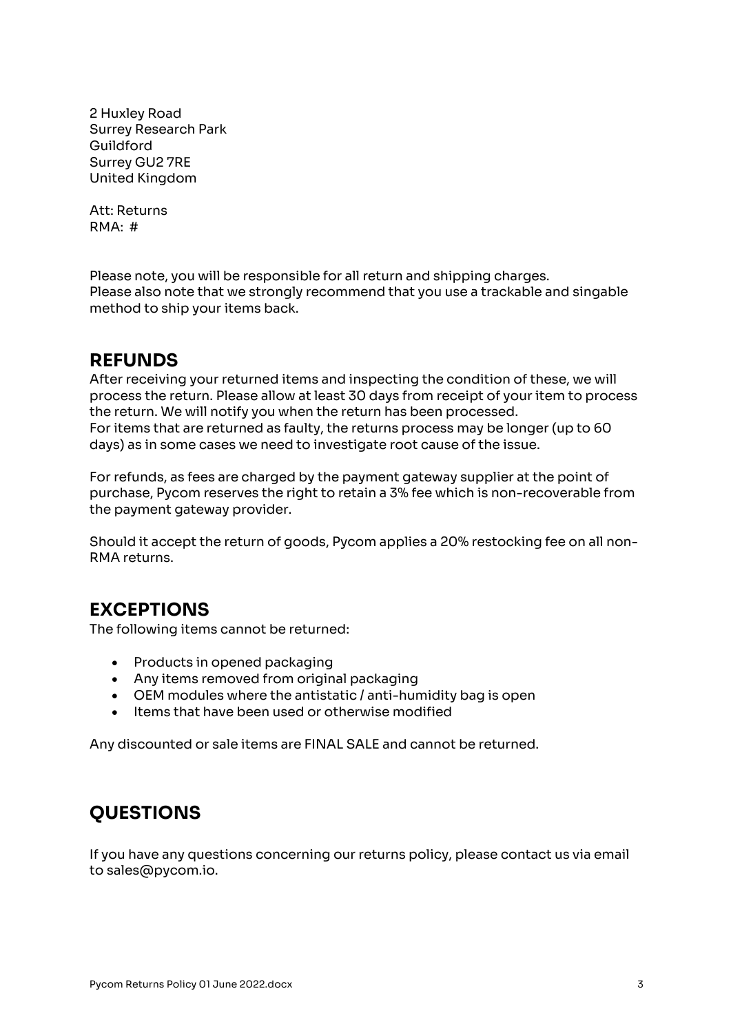2 Huxley Road
Surrey Research Park
Guildford
Surrey GU2 7RE
United Kingdom

Att: Returns
RMA: #

Please note, you will be responsible for all return and shipping charges.
Please also note that we strongly recommend that you use a trackable and singable method to ship your items back.

## REFUNDS

After receiving your returned items and inspecting the condition of these, we will process the return. Please allow at least 30 days from receipt of your item to process the return. We will notify you when the return has been processed.
For items that are returned as faulty, the returns process may be longer (up to 60 days) as in some cases we need to investigate root cause of the issue.

For refunds, as fees are charged by the payment gateway supplier at the point of purchase, Pycom reserves the right to retain a 3% fee which is non-recoverable from the payment gateway provider.

Should it accept the return of goods, Pycom applies a 20% restocking fee on all non-RMA returns.

## EXCEPTIONS

The following items cannot be returned:

- Products in opened packaging
- Any items removed from original packaging
- OEM modules where the antistatic / anti-humidity bag is open
- Items that have been used or otherwise modified

Any discounted or sale items are FINAL SALE and cannot be returned.

## QUESTIONS

If you have any questions concerning our returns policy, please contact us via email to sales@pycom.io.